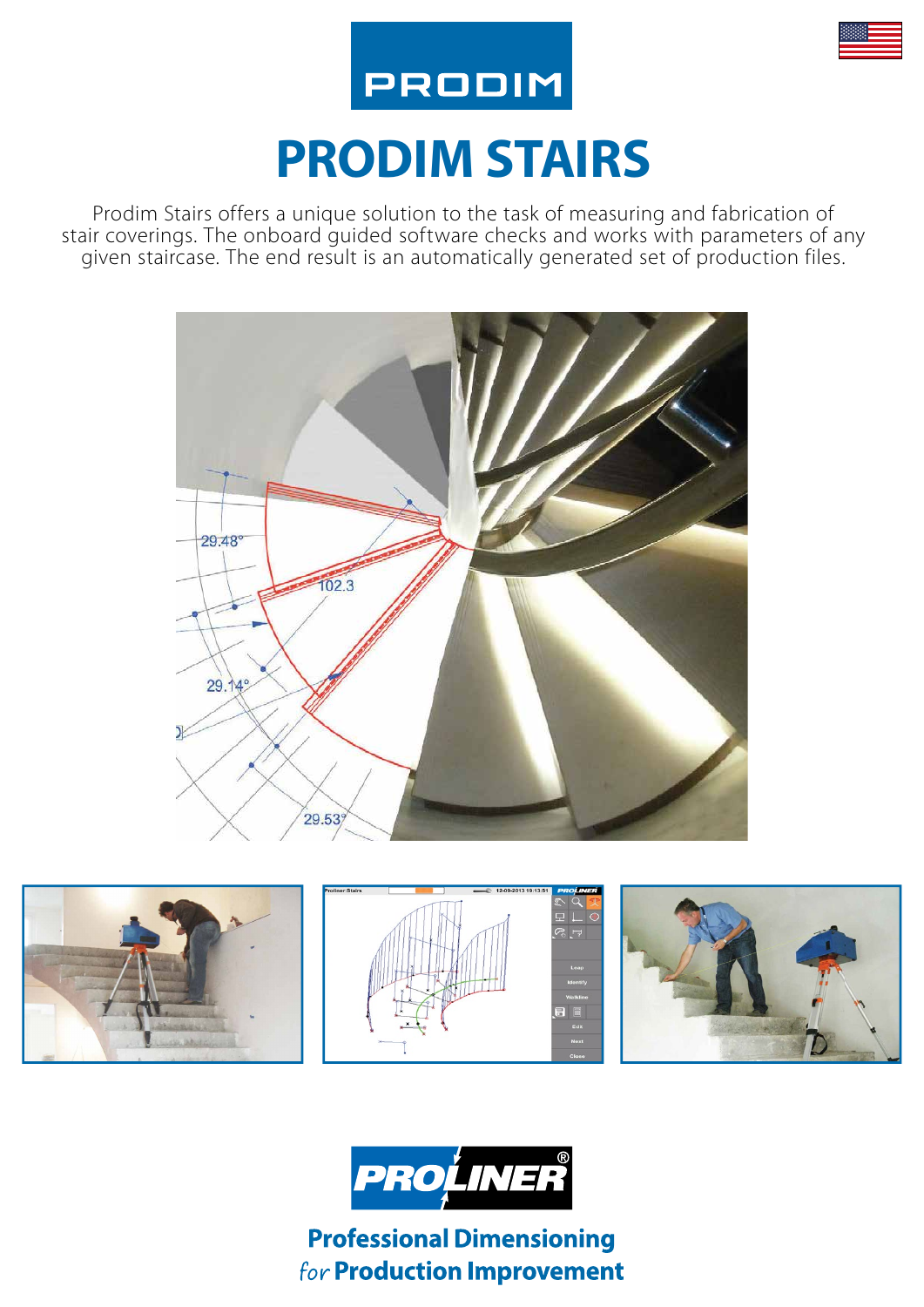PRODIM

# PRODIM STAIRS

Prodim Stairs offers a unique solution to the task of measuring and fabrication of stair coverings. The onboard guided software checks and works with parameters of any given staircase. The end result is an automatically generated set of production files.

PROLINER®

**Professional Dimensioning**
*for* **Production Improvement**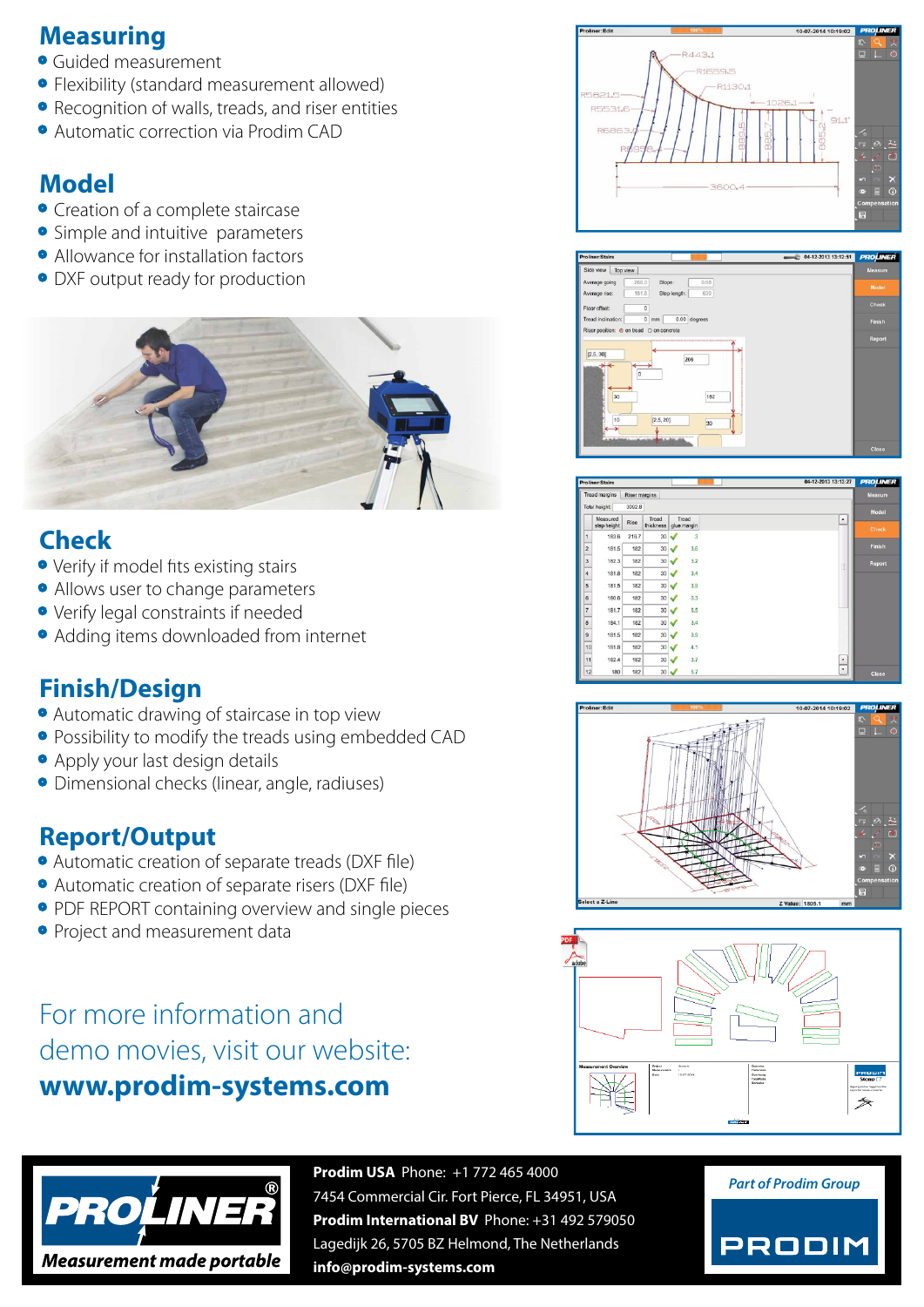## Measuring

- Guided measurement
- Flexibility (standard measurement allowed)
- Recognition of walls, treads, and riser entities
- Automatic correction via Prodim CAD

## Model

- Creation of a complete staircase
- Simple and intuitive parameters
- Allowance for installation factors
- DXF output ready for production

## Check

- Verify if model fits existing stairs
- Allows user to change parameters
- Verify legal constraints if needed
- Adding items downloaded from internet

## Finish/Design

- Automatic drawing of staircase in top view
- Possibility to modify the treads using embedded CAD
- Apply your last design details
- Dimensional checks (linear, angle, radiuses)

## Report/Output

- Automatic creation of separate treads (DXF file)
- Automatic creation of separate risers (DXF file)
- PDF REPORT containing overview and single pieces
- Project and measurement data

For more information and demo movies, visit our website:

**www.prodim-systems.com**

PROLINER®

*Measurement made portable*

**Prodim USA** Phone: +1 772 465 4000
7454 Commercial Cir. Fort Pierce, FL 34951, USA
**Prodim International BV** Phone: +31 492 579050
Lagedijk 26, 5705 BZ Helmond, The Netherlands
**info@prodim-systems.com**

*Part of Prodim Group*

PRODIM